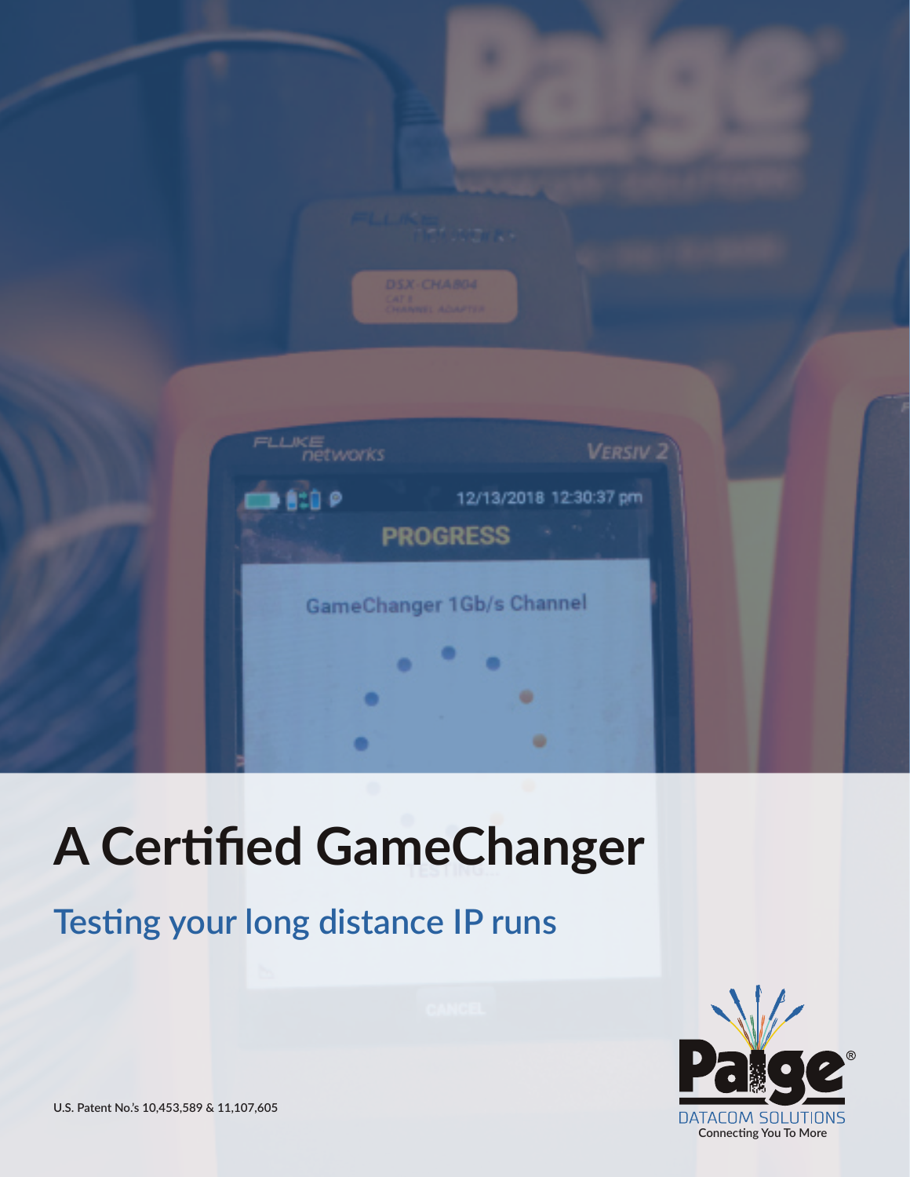# A Certified GameChanger

## Testing your long distance IP runs

U.S. Patent No.'s 10,453,589 & 11,107,605

Paige® DATACOM SOLUTIONS
Connecting You To More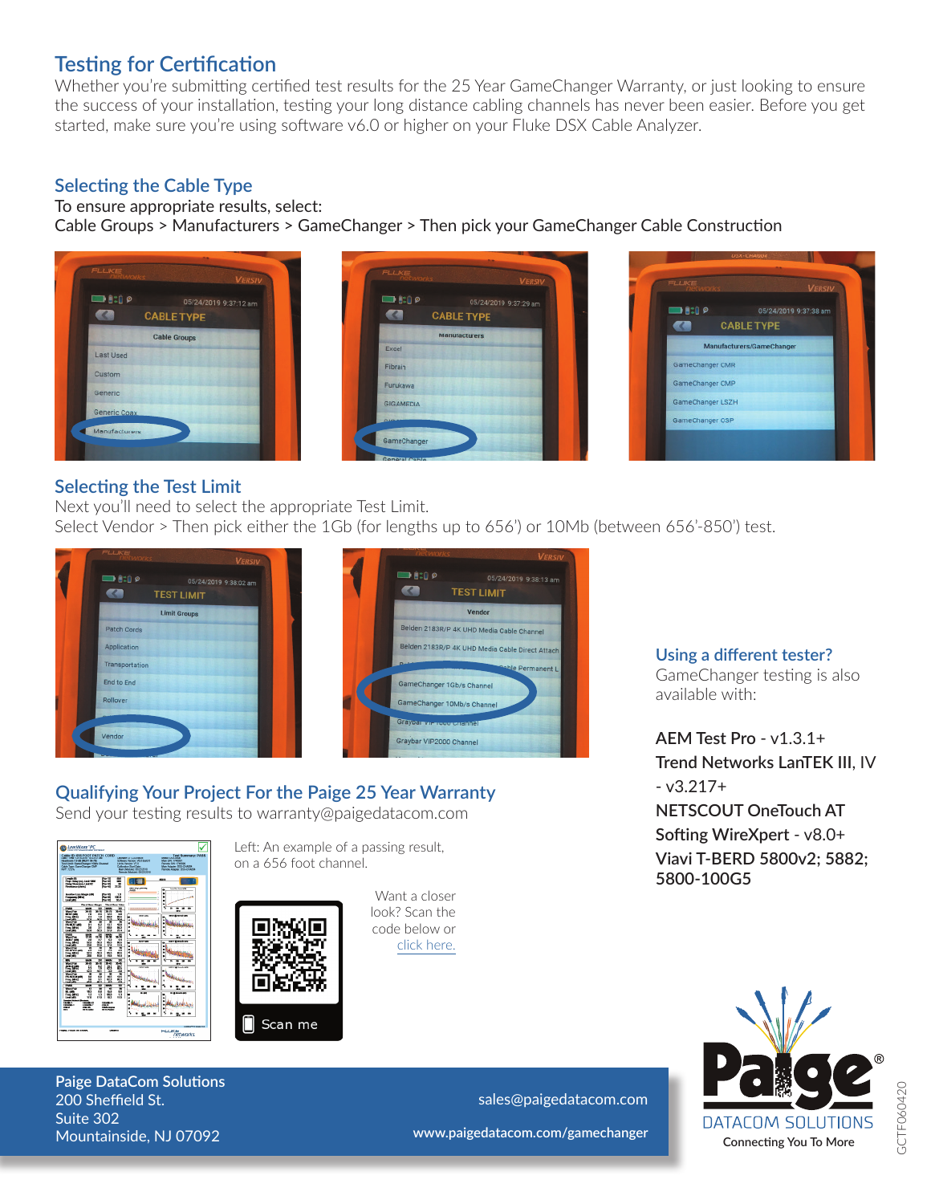## Testing for Certification

Whether you're submitting certified test results for the 25 Year GameChanger Warranty, or just looking to ensure the success of your installation, testing your long distance cabling channels has never been easier. Before you get started, make sure you're using software v6.0 or higher on your Fluke DSX Cable Analyzer.

### Selecting the Cable Type

To ensure appropriate results, select:
Cable Groups > Manufacturers > GameChanger > Then pick your GameChanger Cable Construction

### Selecting the Test Limit

Next you'll need to select the appropriate Test Limit.
Select Vendor > Then pick either the 1Gb (for lengths up to 656') or 10Mb (between 656'-850') test.

### Using a different tester?

GameChanger testing is also available with:

**AEM Test Pro** - v1.3.1+
**Trend Networks LanTEK III**, IV - v3.217+
**NETSCOUT OneTouch AT**
**Softing WireXpert** - v8.0+
**Viavi T-BERD 5800v2; 5882; 5800-100G5**

### Qualifying Your Project For the Paige 25 Year Warranty

Send your testing results to warranty@paigedatacom.com

Left: An example of a passing result, on a 656 foot channel.

Want a closer look? Scan the code below or click here.

Scan me

Paige DataCom Solutions
200 Sheffield St.
Suite 302
Mountainside, NJ 07092

sales@paigedatacom.com

www.paigedatacom.com/gamechanger

Paige DATACOM SOLUTIONS
Connecting You To More

GCTF060420